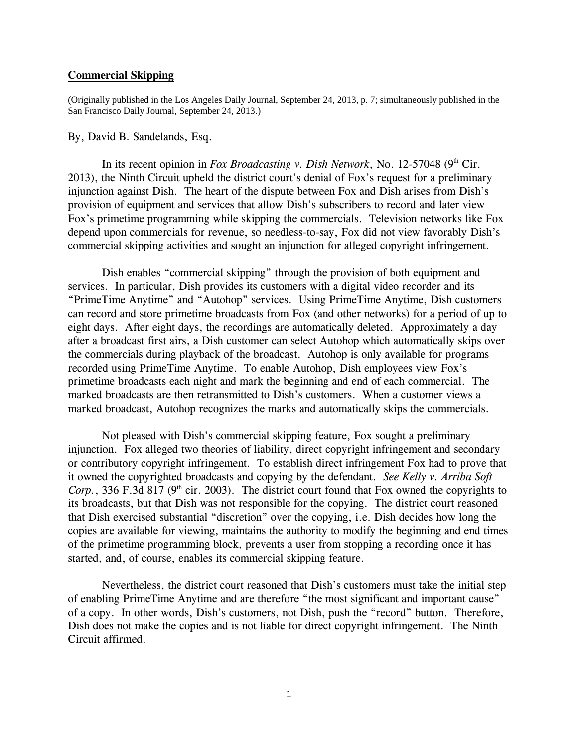**Commercial Skipping**

(Originally published in the Los Angeles Daily Journal, September 24, 2013, p. 7; simultaneously published in the San Francisco Daily Journal, September 24, 2013.)

By, David B. Sandelands, Esq.

In its recent opinion in *Fox Broadcasting v. Dish Network*, No. 12-57048 (9th Cir. 2013), the Ninth Circuit upheld the district court's denial of Fox's request for a preliminary injunction against Dish. The heart of the dispute between Fox and Dish arises from Dish's provision of equipment and services that allow Dish's subscribers to record and later view Fox's primetime programming while skipping the commercials. Television networks like Fox depend upon commercials for revenue, so needless-to-say, Fox did not view favorably Dish's commercial skipping activities and sought an injunction for alleged copyright infringement.

Dish enables "commercial skipping" through the provision of both equipment and services. In particular, Dish provides its customers with a digital video recorder and its "PrimeTime Anytime" and "Autohop" services. Using PrimeTime Anytime, Dish customers can record and store primetime broadcasts from Fox (and other networks) for a period of up to eight days. After eight days, the recordings are automatically deleted. Approximately a day after a broadcast first airs, a Dish customer can select Autohop which automatically skips over the commercials during playback of the broadcast. Autohop is only available for programs recorded using PrimeTime Anytime. To enable Autohop, Dish employees view Fox's primetime broadcasts each night and mark the beginning and end of each commercial. The marked broadcasts are then retransmitted to Dish's customers. When a customer views a marked broadcast, Autohop recognizes the marks and automatically skips the commercials.

Not pleased with Dish's commercial skipping feature, Fox sought a preliminary injunction. Fox alleged two theories of liability, direct copyright infringement and secondary or contributory copyright infringement. To establish direct infringement Fox had to prove that it owned the copyrighted broadcasts and copying by the defendant. *See Kelly v. Arriba Soft Corp.*, 336 F.3d 817 (9th cir. 2003). The district court found that Fox owned the copyrights to its broadcasts, but that Dish was not responsible for the copying. The district court reasoned that Dish exercised substantial "discretion" over the copying, i.e. Dish decides how long the copies are available for viewing, maintains the authority to modify the beginning and end times of the primetime programming block, prevents a user from stopping a recording once it has started, and, of course, enables its commercial skipping feature.

Nevertheless, the district court reasoned that Dish's customers must take the initial step of enabling PrimeTime Anytime and are therefore "the most significant and important cause" of a copy. In other words, Dish's customers, not Dish, push the "record" button. Therefore, Dish does not make the copies and is not liable for direct copyright infringement. The Ninth Circuit affirmed.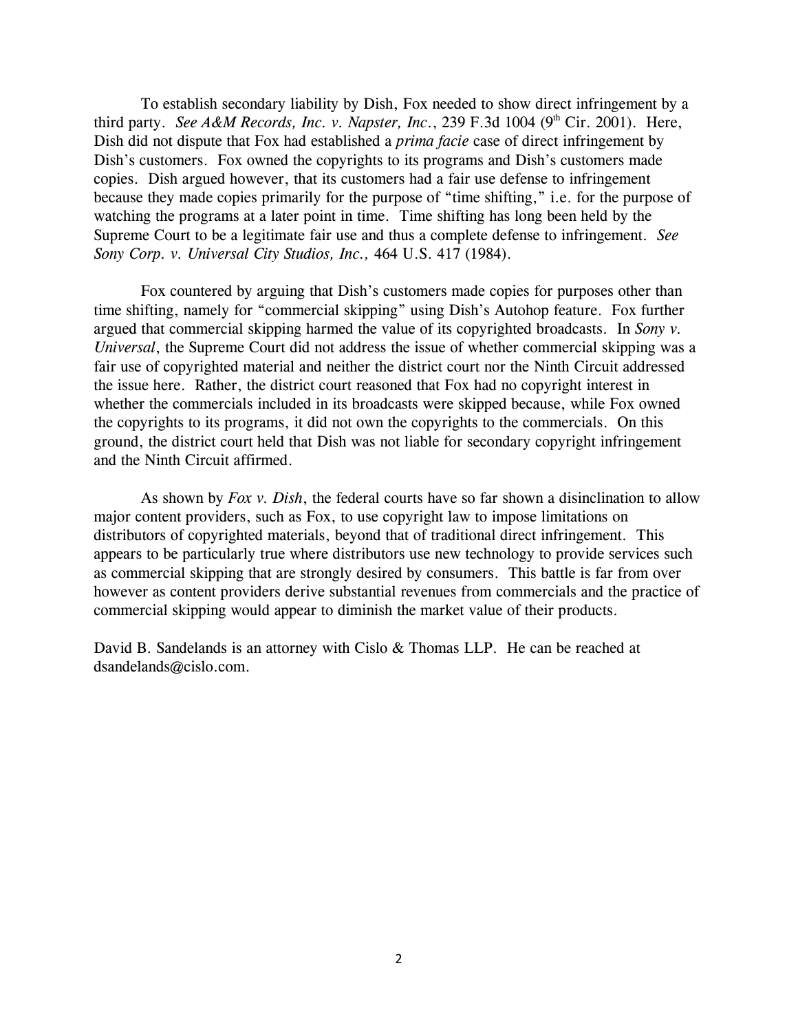To establish secondary liability by Dish, Fox needed to show direct infringement by a third party. *See A&M Records, Inc. v. Napster, Inc.*, 239 F.3d 1004 (9th Cir. 2001). Here, Dish did not dispute that Fox had established a *prima facie* case of direct infringement by Dish's customers. Fox owned the copyrights to its programs and Dish's customers made copies. Dish argued however, that its customers had a fair use defense to infringement because they made copies primarily for the purpose of "time shifting," i.e. for the purpose of watching the programs at a later point in time. Time shifting has long been held by the Supreme Court to be a legitimate fair use and thus a complete defense to infringement. *See Sony Corp. v. Universal City Studios, Inc.,* 464 U.S. 417 (1984).

Fox countered by arguing that Dish's customers made copies for purposes other than time shifting, namely for "commercial skipping" using Dish's Autohop feature. Fox further argued that commercial skipping harmed the value of its copyrighted broadcasts. In *Sony v. Universal*, the Supreme Court did not address the issue of whether commercial skipping was a fair use of copyrighted material and neither the district court nor the Ninth Circuit addressed the issue here. Rather, the district court reasoned that Fox had no copyright interest in whether the commercials included in its broadcasts were skipped because, while Fox owned the copyrights to its programs, it did not own the copyrights to the commercials. On this ground, the district court held that Dish was not liable for secondary copyright infringement and the Ninth Circuit affirmed.

As shown by *Fox v. Dish*, the federal courts have so far shown a disinclination to allow major content providers, such as Fox, to use copyright law to impose limitations on distributors of copyrighted materials, beyond that of traditional direct infringement. This appears to be particularly true where distributors use new technology to provide services such as commercial skipping that are strongly desired by consumers. This battle is far from over however as content providers derive substantial revenues from commercials and the practice of commercial skipping would appear to diminish the market value of their products.

David B. Sandelands is an attorney with Cislo & Thomas LLP. He can be reached at dsandelands@cislo.com.